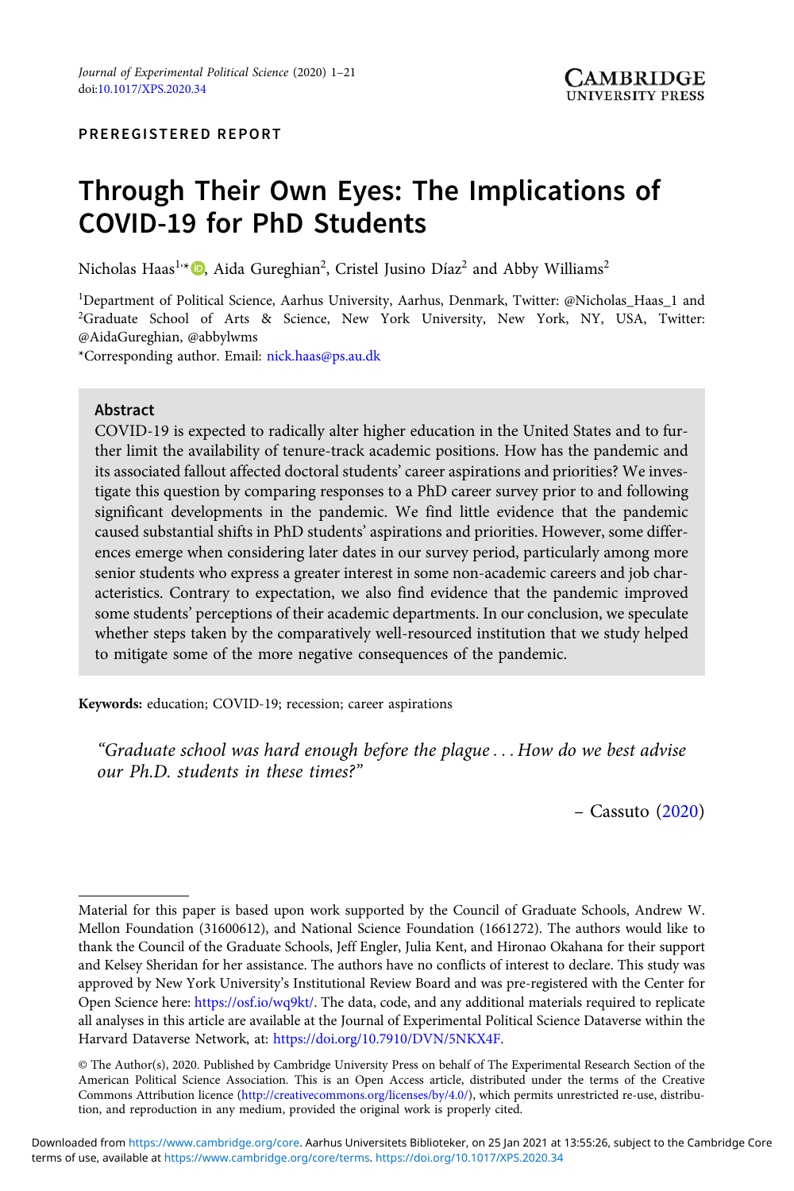PREREGISTERED REPORT

# Through Their Own Eyes: The Implications of COVID-19 for PhD Students

Nicholas Haas[1,*], Aida Gureghian[2], Cristel Jusino Díaz[2] and Abby Williams[2]

[1]Department of Political Science, Aarhus University, Aarhus, Denmark, Twitter: @Nicholas_Haas_1 and [2]Graduate School of Arts & Science, New York University, New York, NY, USA, Twitter: @AidaGureghian, @abbylwms

*Corresponding author. Email: nick.haas@ps.au.dk

## Abstract

COVID-19 is expected to radically alter higher education in the United States and to further limit the availability of tenure-track academic positions. How has the pandemic and its associated fallout affected doctoral students' career aspirations and priorities? We investigate this question by comparing responses to a PhD career survey prior to and following significant developments in the pandemic. We find little evidence that the pandemic caused substantial shifts in PhD students' aspirations and priorities. However, some differences emerge when considering later dates in our survey period, particularly among more senior students who express a greater interest in some non-academic careers and job characteristics. Contrary to expectation, we also find evidence that the pandemic improved some students' perceptions of their academic departments. In our conclusion, we speculate whether steps taken by the comparatively well-resourced institution that we study helped to mitigate some of the more negative consequences of the pandemic.

**Keywords:** education; COVID-19; recession; career aspirations

> *"Graduate school was hard enough before the plague . . . How do we best advise our Ph.D. students in these times?"*
>
> – Cassuto (2020)

---

Material for this paper is based upon work supported by the Council of Graduate Schools, Andrew W. Mellon Foundation (31600612), and National Science Foundation (1661272). The authors would like to thank the Council of the Graduate Schools, Jeff Engler, Julia Kent, and Hironao Okahana for their support and Kelsey Sheridan for her assistance. The authors have no conflicts of interest to declare. This study was approved by New York University's Institutional Review Board and was pre-registered with the Center for Open Science here: https://osf.io/wq9kt/. The data, code, and any additional materials required to replicate all analyses in this article are available at the Journal of Experimental Political Science Dataverse within the Harvard Dataverse Network, at: https://doi.org/10.7910/DVN/5NKX4F.

© The Author(s), 2020. Published by Cambridge University Press on behalf of The Experimental Research Section of the American Political Science Association. This is an Open Access article, distributed under the terms of the Creative Commons Attribution licence (http://creativecommons.org/licenses/by/4.0/), which permits unrestricted re-use, distribution, and reproduction in any medium, provided the original work is properly cited.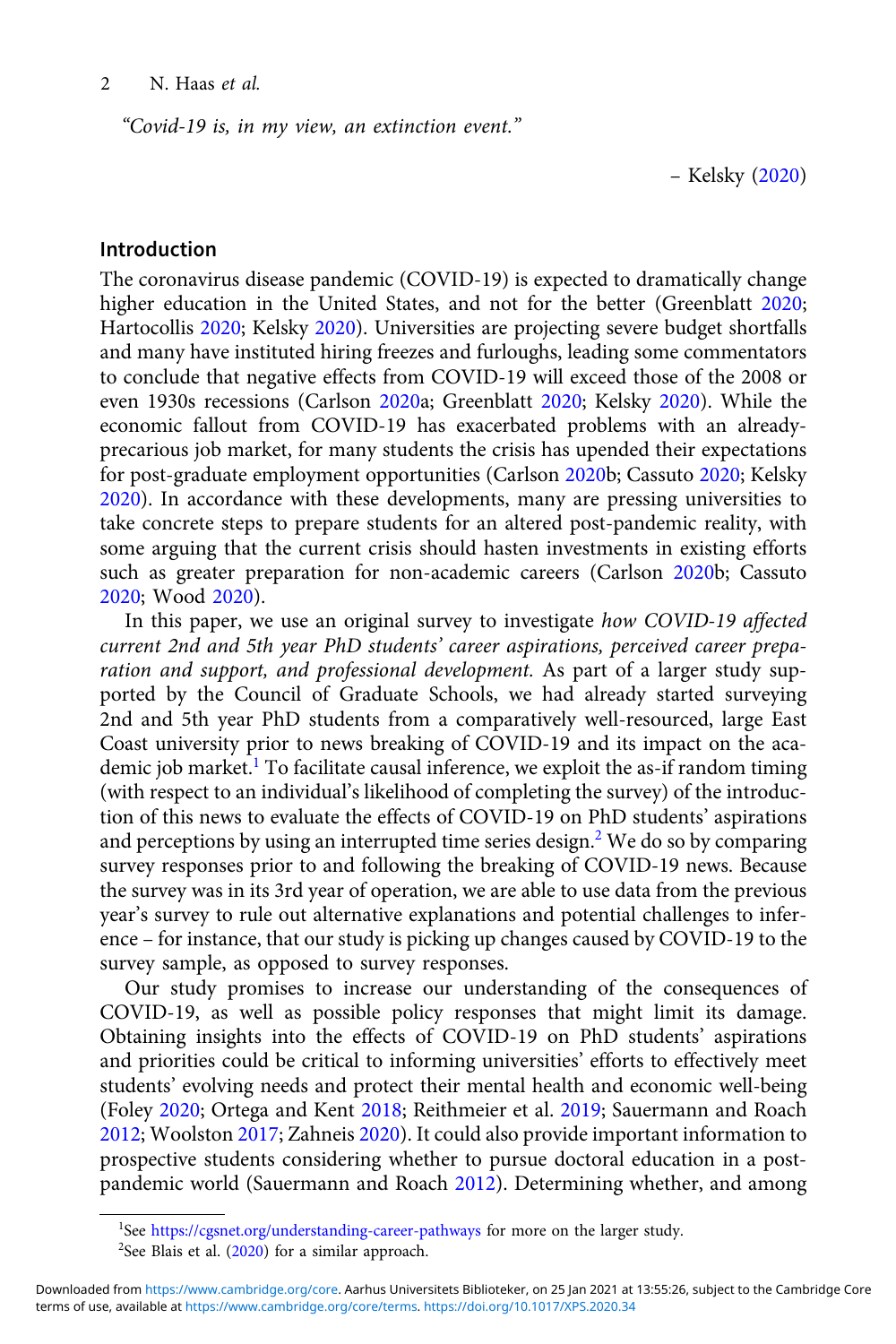*"Covid-19 is, in my view, an extinction event."*

– Kelsky (2020)

## Introduction

The coronavirus disease pandemic (COVID-19) is expected to dramatically change higher education in the United States, and not for the better (Greenblatt 2020; Hartocollis 2020; Kelsky 2020). Universities are projecting severe budget shortfalls and many have instituted hiring freezes and furloughs, leading some commentators to conclude that negative effects from COVID-19 will exceed those of the 2008 or even 1930s recessions (Carlson 2020a; Greenblatt 2020; Kelsky 2020). While the economic fallout from COVID-19 has exacerbated problems with an already-precarious job market, for many students the crisis has upended their expectations for post-graduate employment opportunities (Carlson 2020b; Cassuto 2020; Kelsky 2020). In accordance with these developments, many are pressing universities to take concrete steps to prepare students for an altered post-pandemic reality, with some arguing that the current crisis should hasten investments in existing efforts such as greater preparation for non-academic careers (Carlson 2020b; Cassuto 2020; Wood 2020).

In this paper, we use an original survey to investigate *how COVID-19 affected current 2nd and 5th year PhD students' career aspirations, perceived career preparation and support, and professional development.* As part of a larger study supported by the Council of Graduate Schools, we had already started surveying 2nd and 5th year PhD students from a comparatively well-resourced, large East Coast university prior to news breaking of COVID-19 and its impact on the academic job market.[1] To facilitate causal inference, we exploit the as-if random timing (with respect to an individual's likelihood of completing the survey) of the introduction of this news to evaluate the effects of COVID-19 on PhD students' aspirations and perceptions by using an interrupted time series design.[2] We do so by comparing survey responses prior to and following the breaking of COVID-19 news. Because the survey was in its 3rd year of operation, we are able to use data from the previous year's survey to rule out alternative explanations and potential challenges to inference – for instance, that our study is picking up changes caused by COVID-19 to the survey sample, as opposed to survey responses.

Our study promises to increase our understanding of the consequences of COVID-19, as well as possible policy responses that might limit its damage. Obtaining insights into the effects of COVID-19 on PhD students' aspirations and priorities could be critical to informing universities' efforts to effectively meet students' evolving needs and protect their mental health and economic well-being (Foley 2020; Ortega and Kent 2018; Reithmeier et al. 2019; Sauermann and Roach 2012; Woolston 2017; Zahneis 2020). It could also provide important information to prospective students considering whether to pursue doctoral education in a post-pandemic world (Sauermann and Roach 2012). Determining whether, and among

[1]See https://cgsnet.org/understanding-career-pathways for more on the larger study.

[2]See Blais et al. (2020) for a similar approach.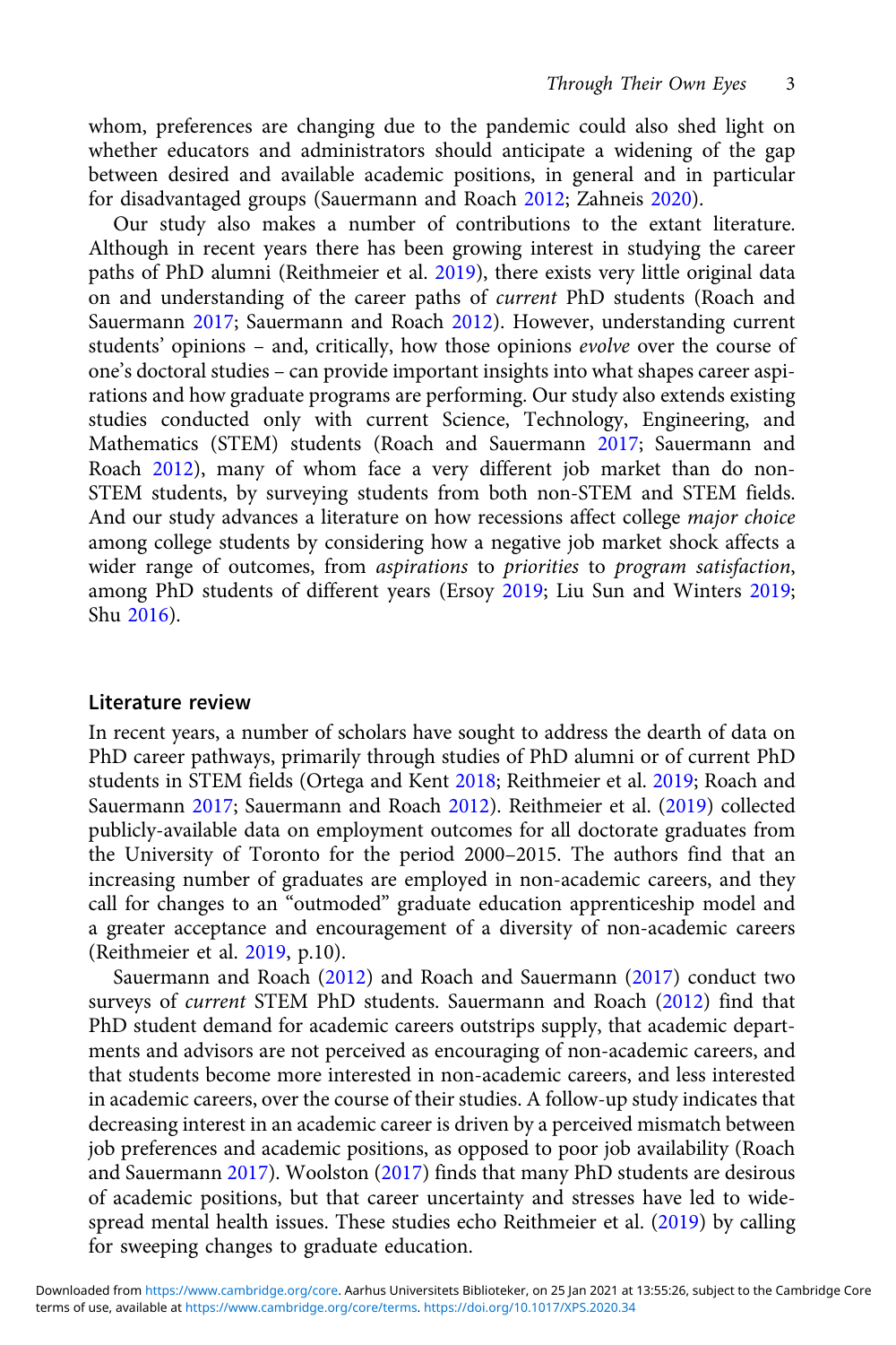whom, preferences are changing due to the pandemic could also shed light on whether educators and administrators should anticipate a widening of the gap between desired and available academic positions, in general and in particular for disadvantaged groups (Sauermann and Roach 2012; Zahneis 2020).

Our study also makes a number of contributions to the extant literature. Although in recent years there has been growing interest in studying the career paths of PhD alumni (Reithmeier et al. 2019), there exists very little original data on and understanding of the career paths of *current* PhD students (Roach and Sauermann 2017; Sauermann and Roach 2012). However, understanding current students' opinions – and, critically, how those opinions *evolve* over the course of one's doctoral studies – can provide important insights into what shapes career aspirations and how graduate programs are performing. Our study also extends existing studies conducted only with current Science, Technology, Engineering, and Mathematics (STEM) students (Roach and Sauermann 2017; Sauermann and Roach 2012), many of whom face a very different job market than do non-STEM students, by surveying students from both non-STEM and STEM fields. And our study advances a literature on how recessions affect college *major choice* among college students by considering how a negative job market shock affects a wider range of outcomes, from *aspirations* to *priorities* to *program satisfaction*, among PhD students of different years (Ersoy 2019; Liu Sun and Winters 2019; Shu 2016).

## Literature review

In recent years, a number of scholars have sought to address the dearth of data on PhD career pathways, primarily through studies of PhD alumni or of current PhD students in STEM fields (Ortega and Kent 2018; Reithmeier et al. 2019; Roach and Sauermann 2017; Sauermann and Roach 2012). Reithmeier et al. (2019) collected publicly-available data on employment outcomes for all doctorate graduates from the University of Toronto for the period 2000–2015. The authors find that an increasing number of graduates are employed in non-academic careers, and they call for changes to an "outmoded" graduate education apprenticeship model and a greater acceptance and encouragement of a diversity of non-academic careers (Reithmeier et al. 2019, p.10).

Sauermann and Roach (2012) and Roach and Sauermann (2017) conduct two surveys of *current* STEM PhD students. Sauermann and Roach (2012) find that PhD student demand for academic careers outstrips supply, that academic departments and advisors are not perceived as encouraging of non-academic careers, and that students become more interested in non-academic careers, and less interested in academic careers, over the course of their studies. A follow-up study indicates that decreasing interest in an academic career is driven by a perceived mismatch between job preferences and academic positions, as opposed to poor job availability (Roach and Sauermann 2017). Woolston (2017) finds that many PhD students are desirous of academic positions, but that career uncertainty and stresses have led to widespread mental health issues. These studies echo Reithmeier et al. (2019) by calling for sweeping changes to graduate education.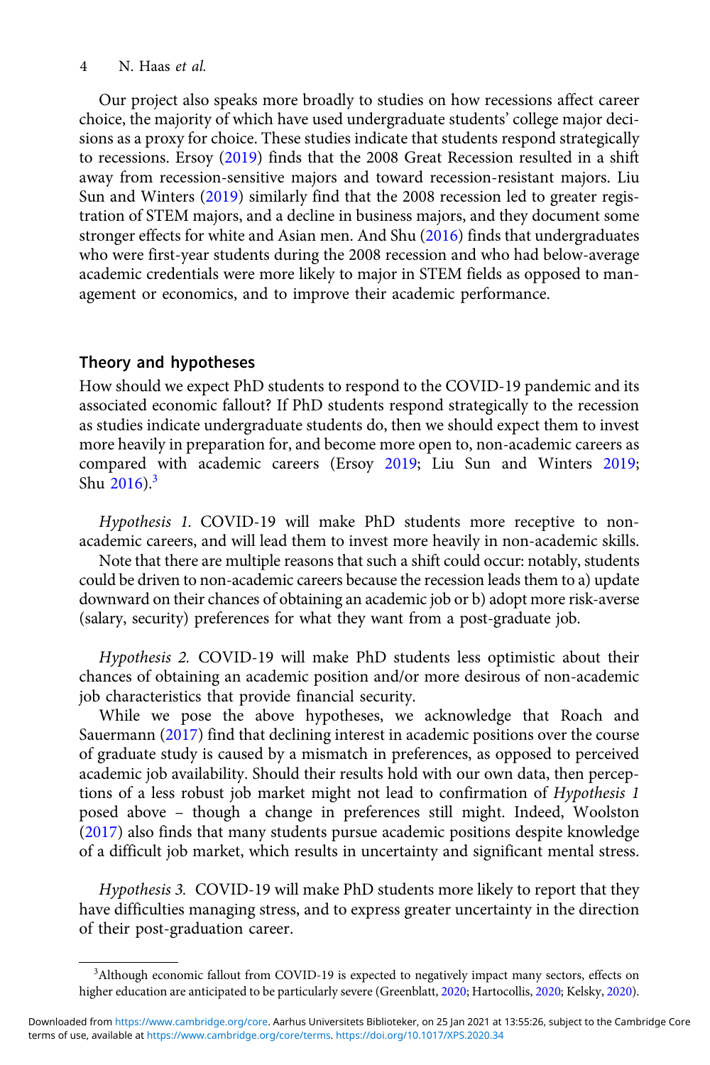Our project also speaks more broadly to studies on how recessions affect career choice, the majority of which have used undergraduate students' college major decisions as a proxy for choice. These studies indicate that students respond strategically to recessions. Ersoy (2019) finds that the 2008 Great Recession resulted in a shift away from recession-sensitive majors and toward recession-resistant majors. Liu Sun and Winters (2019) similarly find that the 2008 recession led to greater registration of STEM majors, and a decline in business majors, and they document some stronger effects for white and Asian men. And Shu (2016) finds that undergraduates who were first-year students during the 2008 recession and who had below-average academic credentials were more likely to major in STEM fields as opposed to management or economics, and to improve their academic performance.

## Theory and hypotheses

How should we expect PhD students to respond to the COVID-19 pandemic and its associated economic fallout? If PhD students respond strategically to the recession as studies indicate undergraduate students do, then we should expect them to invest more heavily in preparation for, and become more open to, non-academic careers as compared with academic careers (Ersoy 2019; Liu Sun and Winters 2019; Shu 2016).[3]

*Hypothesis 1.* COVID-19 will make PhD students more receptive to non-academic careers, and will lead them to invest more heavily in non-academic skills.

Note that there are multiple reasons that such a shift could occur: notably, students could be driven to non-academic careers because the recession leads them to a) update downward on their chances of obtaining an academic job or b) adopt more risk-averse (salary, security) preferences for what they want from a post-graduate job.

*Hypothesis 2.* COVID-19 will make PhD students less optimistic about their chances of obtaining an academic position and/or more desirous of non-academic job characteristics that provide financial security.

While we pose the above hypotheses, we acknowledge that Roach and Sauermann (2017) find that declining interest in academic positions over the course of graduate study is caused by a mismatch in preferences, as opposed to perceived academic job availability. Should their results hold with our own data, then perceptions of a less robust job market might not lead to confirmation of *Hypothesis 1* posed above – though a change in preferences still might. Indeed, Woolston (2017) also finds that many students pursue academic positions despite knowledge of a difficult job market, which results in uncertainty and significant mental stress.

*Hypothesis 3.* COVID-19 will make PhD students more likely to report that they have difficulties managing stress, and to express greater uncertainty in the direction of their post-graduation career.

[3]Although economic fallout from COVID-19 is expected to negatively impact many sectors, effects on higher education are anticipated to be particularly severe (Greenblatt, 2020; Hartocollis, 2020; Kelsky, 2020).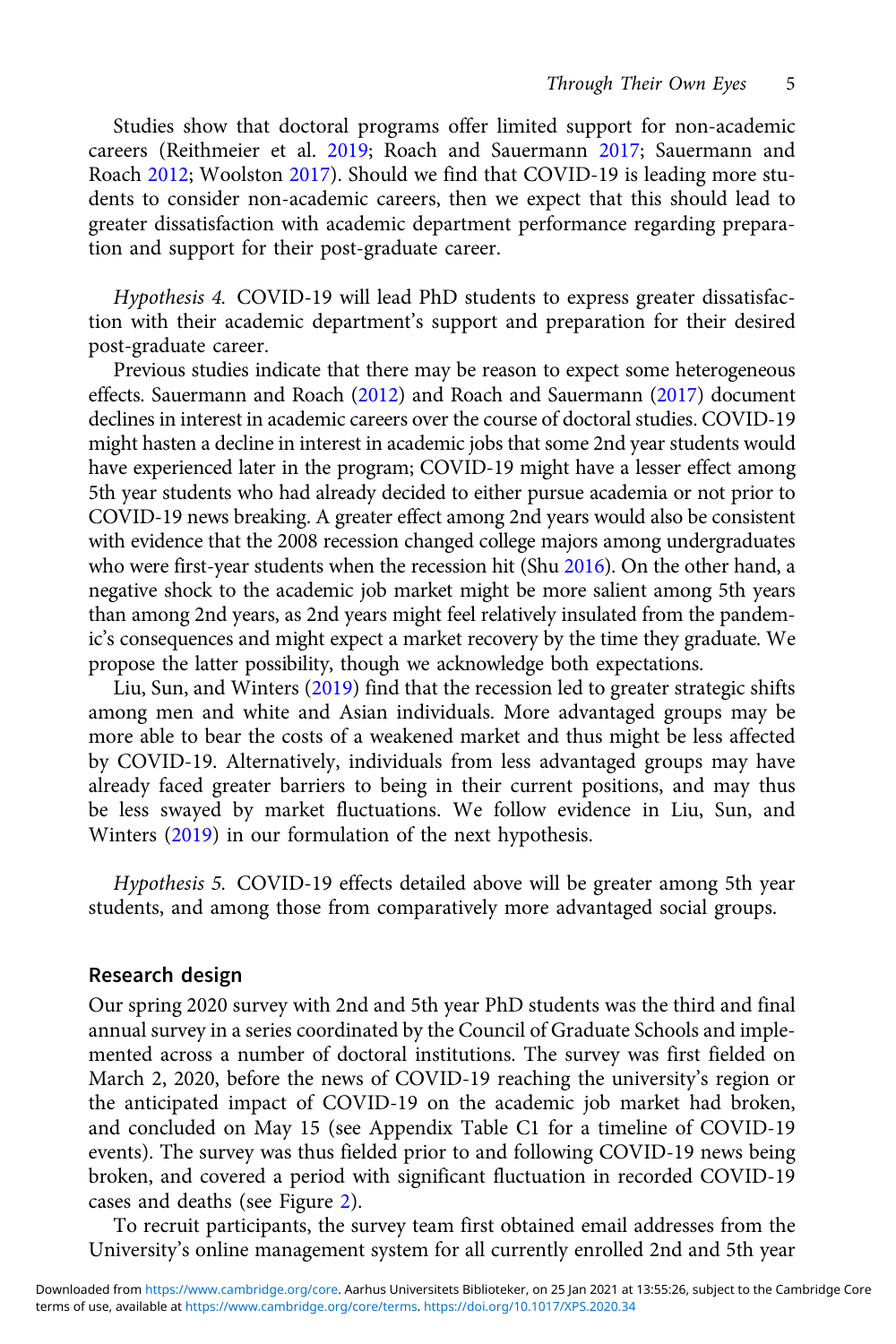Studies show that doctoral programs offer limited support for non-academic careers (Reithmeier et al. 2019; Roach and Sauermann 2017; Sauermann and Roach 2012; Woolston 2017). Should we find that COVID-19 is leading more students to consider non-academic careers, then we expect that this should lead to greater dissatisfaction with academic department performance regarding preparation and support for their post-graduate career.

*Hypothesis 4.* COVID-19 will lead PhD students to express greater dissatisfaction with their academic department's support and preparation for their desired post-graduate career.

Previous studies indicate that there may be reason to expect some heterogeneous effects. Sauermann and Roach (2012) and Roach and Sauermann (2017) document declines in interest in academic careers over the course of doctoral studies. COVID-19 might hasten a decline in interest in academic jobs that some 2nd year students would have experienced later in the program; COVID-19 might have a lesser effect among 5th year students who had already decided to either pursue academia or not prior to COVID-19 news breaking. A greater effect among 2nd years would also be consistent with evidence that the 2008 recession changed college majors among undergraduates who were first-year students when the recession hit (Shu 2016). On the other hand, a negative shock to the academic job market might be more salient among 5th years than among 2nd years, as 2nd years might feel relatively insulated from the pandemic's consequences and might expect a market recovery by the time they graduate. We propose the latter possibility, though we acknowledge both expectations.

Liu, Sun, and Winters (2019) find that the recession led to greater strategic shifts among men and white and Asian individuals. More advantaged groups may be more able to bear the costs of a weakened market and thus might be less affected by COVID-19. Alternatively, individuals from less advantaged groups may have already faced greater barriers to being in their current positions, and may thus be less swayed by market fluctuations. We follow evidence in Liu, Sun, and Winters (2019) in our formulation of the next hypothesis.

*Hypothesis 5.* COVID-19 effects detailed above will be greater among 5th year students, and among those from comparatively more advantaged social groups.

## Research design

Our spring 2020 survey with 2nd and 5th year PhD students was the third and final annual survey in a series coordinated by the Council of Graduate Schools and implemented across a number of doctoral institutions. The survey was first fielded on March 2, 2020, before the news of COVID-19 reaching the university's region or the anticipated impact of COVID-19 on the academic job market had broken, and concluded on May 15 (see Appendix Table C1 for a timeline of COVID-19 events). The survey was thus fielded prior to and following COVID-19 news being broken, and covered a period with significant fluctuation in recorded COVID-19 cases and deaths (see Figure 2).

To recruit participants, the survey team first obtained email addresses from the University's online management system for all currently enrolled 2nd and 5th year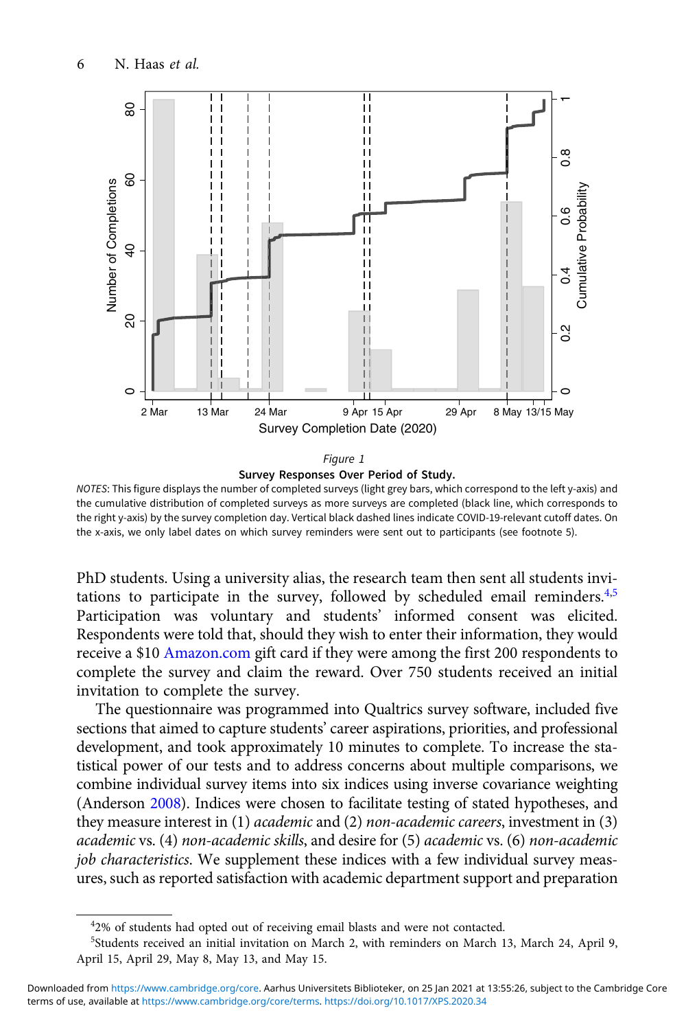Figure 1

**Survey Responses Over Period of Study.**

*NOTES*: This figure displays the number of completed surveys (light grey bars, which correspond to the left y-axis) and the cumulative distribution of completed surveys as more surveys are completed (black line, which corresponds to the right y-axis) by the survey completion day. Vertical black dashed lines indicate COVID-19-relevant cutoff dates. On the x-axis, we only label dates on which survey reminders were sent out to participants (see footnote 5).

PhD students. Using a university alias, the research team then sent all students invitations to participate in the survey, followed by scheduled email reminders.[4,5] Participation was voluntary and students' informed consent was elicited. Respondents were told that, should they wish to enter their information, they would receive a $10 Amazon.com gift card if they were among the first 200 respondents to complete the survey and claim the reward. Over 750 students received an initial invitation to complete the survey.

The questionnaire was programmed into Qualtrics survey software, included five sections that aimed to capture students' career aspirations, priorities, and professional development, and took approximately 10 minutes to complete. To increase the statistical power of our tests and to address concerns about multiple comparisons, we combine individual survey items into six indices using inverse covariance weighting (Anderson 2008). Indices were chosen to facilitate testing of stated hypotheses, and they measure interest in (1) *academic* and (2) *non-academic careers*, investment in (3) *academic* vs. (4) *non-academic skills*, and desire for (5) *academic* vs. (6) *non-academic job characteristics*. We supplement these indices with a few individual survey measures, such as reported satisfaction with academic department support and preparation

[4] 2% of students had opted out of receiving email blasts and were not contacted.

[5] Students received an initial invitation on March 2, with reminders on March 13, March 24, April 9, April 15, April 29, May 8, May 13, and May 15.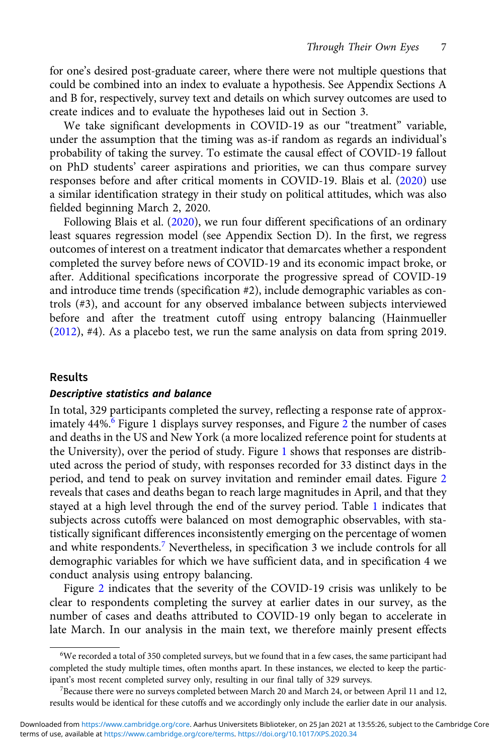for one's desired post-graduate career, where there were not multiple questions that could be combined into an index to evaluate a hypothesis. See Appendix Sections A and B for, respectively, survey text and details on which survey outcomes are used to create indices and to evaluate the hypotheses laid out in Section 3.

We take significant developments in COVID-19 as our "treatment" variable, under the assumption that the timing was as-if random as regards an individual's probability of taking the survey. To estimate the causal effect of COVID-19 fallout on PhD students' career aspirations and priorities, we can thus compare survey responses before and after critical moments in COVID-19. Blais et al. (2020) use a similar identification strategy in their study on political attitudes, which was also fielded beginning March 2, 2020.

Following Blais et al. (2020), we run four different specifications of an ordinary least squares regression model (see Appendix Section D). In the first, we regress outcomes of interest on a treatment indicator that demarcates whether a respondent completed the survey before news of COVID-19 and its economic impact broke, or after. Additional specifications incorporate the progressive spread of COVID-19 and introduce time trends (specification #2), include demographic variables as controls (#3), and account for any observed imbalance between subjects interviewed before and after the treatment cutoff using entropy balancing (Hainmueller (2012), #4). As a placebo test, we run the same analysis on data from spring 2019.

## Results

### *Descriptive statistics and balance*

In total, 329 participants completed the survey, reflecting a response rate of approximately 44%.[6] Figure 1 displays survey responses, and Figure 2 the number of cases and deaths in the US and New York (a more localized reference point for students at the University), over the period of study. Figure 1 shows that responses are distributed across the period of study, with responses recorded for 33 distinct days in the period, and tend to peak on survey invitation and reminder email dates. Figure 2 reveals that cases and deaths began to reach large magnitudes in April, and that they stayed at a high level through the end of the survey period. Table 1 indicates that subjects across cutoffs were balanced on most demographic observables, with statistically significant differences inconsistently emerging on the percentage of women and white respondents.[7] Nevertheless, in specification 3 we include controls for all demographic variables for which we have sufficient data, and in specification 4 we conduct analysis using entropy balancing.

Figure 2 indicates that the severity of the COVID-19 crisis was unlikely to be clear to respondents completing the survey at earlier dates in our survey, as the number of cases and deaths attributed to COVID-19 only began to accelerate in late March. In our analysis in the main text, we therefore mainly present effects

[6] We recorded a total of 350 completed surveys, but we found that in a few cases, the same participant had completed the study multiple times, often months apart. In these instances, we elected to keep the participant's most recent completed survey only, resulting in our final tally of 329 surveys.

[7] Because there were no surveys completed between March 20 and March 24, or between April 11 and 12, results would be identical for these cutoffs and we accordingly only include the earlier date in our analysis.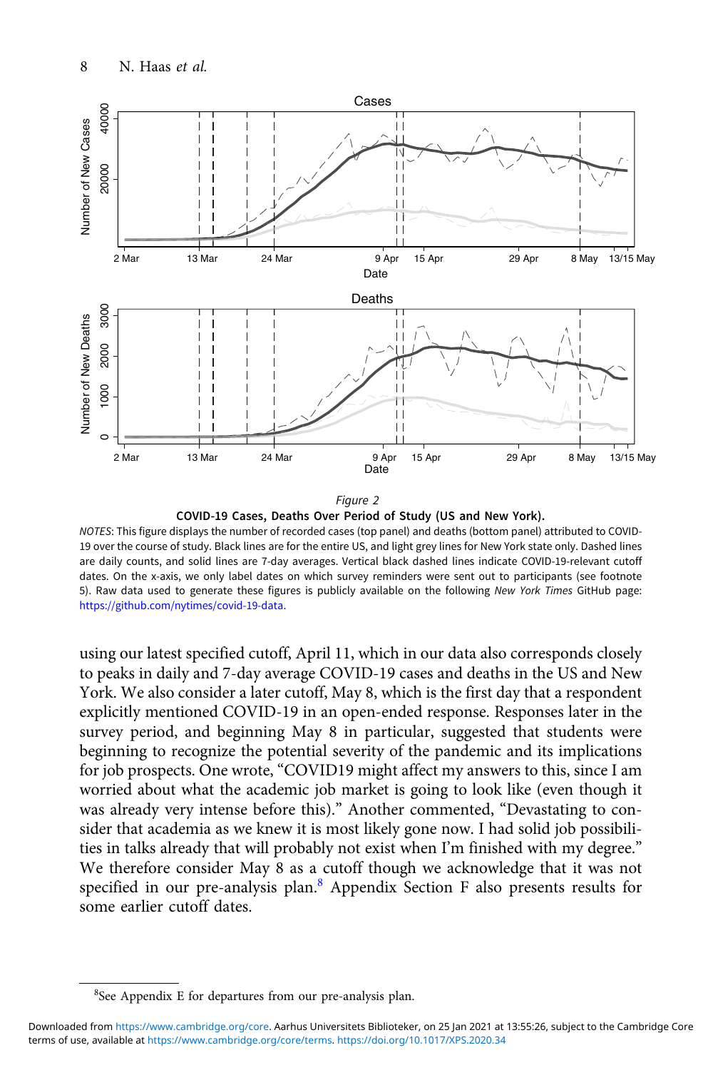*Figure 2*

**COVID-19 Cases, Deaths Over Period of Study (US and New York).**

*NOTES*: This figure displays the number of recorded cases (top panel) and deaths (bottom panel) attributed to COVID-19 over the course of study. Black lines are for the entire US, and light grey lines for New York state only. Dashed lines are daily counts, and solid lines are 7-day averages. Vertical black dashed lines indicate COVID-19-relevant cutoff dates. On the x-axis, we only label dates on which survey reminders were sent out to participants (see footnote 5). Raw data used to generate these figures is publicly available on the following *New York Times* GitHub page: https://github.com/nytimes/covid-19-data.

using our latest specified cutoff, April 11, which in our data also corresponds closely to peaks in daily and 7-day average COVID-19 cases and deaths in the US and New York. We also consider a later cutoff, May 8, which is the first day that a respondent explicitly mentioned COVID-19 in an open-ended response. Responses later in the survey period, and beginning May 8 in particular, suggested that students were beginning to recognize the potential severity of the pandemic and its implications for job prospects. One wrote, "COVID19 might affect my answers to this, since I am worried about what the academic job market is going to look like (even though it was already very intense before this)." Another commented, "Devastating to consider that academia as we knew it is most likely gone now. I had solid job possibilities in talks already that will probably not exist when I'm finished with my degree." We therefore consider May 8 as a cutoff though we acknowledge that it was not specified in our pre-analysis plan.[8] Appendix Section F also presents results for some earlier cutoff dates.

[8] See Appendix E for departures from our pre-analysis plan.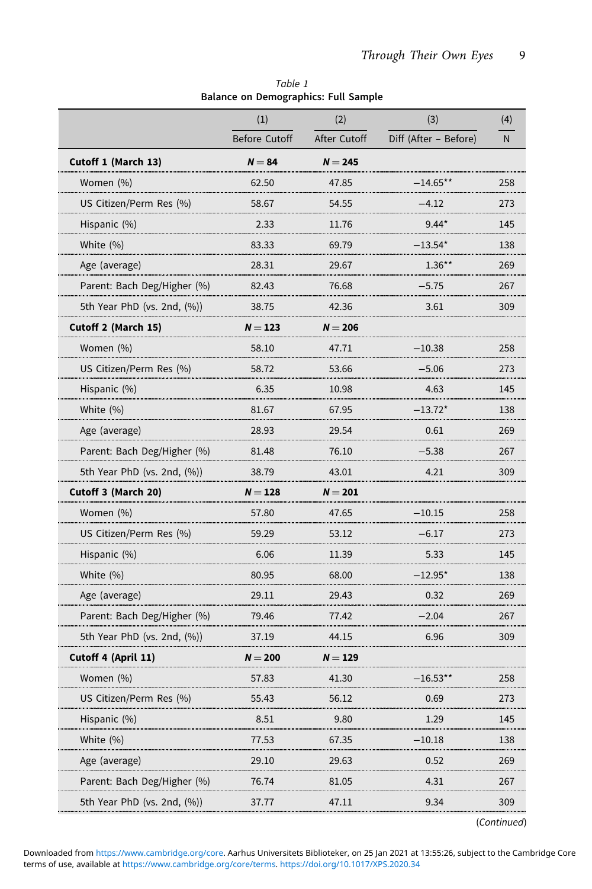Table 1
**Balance on Demographics: Full Sample**

| | (1) Before Cutoff | (2) After Cutoff | (3) Diff (After – Before) | (4) N |
|---|---|---|---|---|
| **Cutoff 1 (March 13)** | ***N* = 84** | ***N* = 245** | | |
| Women (%) | 62.50 | 47.85 | −14.65** | 258 |
| US Citizen/Perm Res (%) | 58.67 | 54.55 | −4.12 | 273 |
| Hispanic (%) | 2.33 | 11.76 | 9.44* | 145 |
| White (%) | 83.33 | 69.79 | −13.54* | 138 |
| Age (average) | 28.31 | 29.67 | 1.36** | 269 |
| Parent: Bach Deg/Higher (%) | 82.43 | 76.68 | −5.75 | 267 |
| 5th Year PhD (vs. 2nd, (%)) | 38.75 | 42.36 | 3.61 | 309 |
| **Cutoff 2 (March 15)** | ***N* = 123** | ***N* = 206** | | |
| Women (%) | 58.10 | 47.71 | −10.38 | 258 |
| US Citizen/Perm Res (%) | 58.72 | 53.66 | −5.06 | 273 |
| Hispanic (%) | 6.35 | 10.98 | 4.63 | 145 |
| White (%) | 81.67 | 67.95 | −13.72* | 138 |
| Age (average) | 28.93 | 29.54 | 0.61 | 269 |
| Parent: Bach Deg/Higher (%) | 81.48 | 76.10 | −5.38 | 267 |
| 5th Year PhD (vs. 2nd, (%)) | 38.79 | 43.01 | 4.21 | 309 |
| **Cutoff 3 (March 20)** | ***N* = 128** | ***N* = 201** | | |
| Women (%) | 57.80 | 47.65 | −10.15 | 258 |
| US Citizen/Perm Res (%) | 59.29 | 53.12 | −6.17 | 273 |
| Hispanic (%) | 6.06 | 11.39 | 5.33 | 145 |
| White (%) | 80.95 | 68.00 | −12.95* | 138 |
| Age (average) | 29.11 | 29.43 | 0.32 | 269 |
| Parent: Bach Deg/Higher (%) | 79.46 | 77.42 | −2.04 | 267 |
| 5th Year PhD (vs. 2nd, (%)) | 37.19 | 44.15 | 6.96 | 309 |
| **Cutoff 4 (April 11)** | ***N* = 200** | ***N* = 129** | | |
| Women (%) | 57.83 | 41.30 | −16.53** | 258 |
| US Citizen/Perm Res (%) | 55.43 | 56.12 | 0.69 | 273 |
| Hispanic (%) | 8.51 | 9.80 | 1.29 | 145 |
| White (%) | 77.53 | 67.35 | −10.18 | 138 |
| Age (average) | 29.10 | 29.63 | 0.52 | 269 |
| Parent: Bach Deg/Higher (%) | 76.74 | 81.05 | 4.31 | 267 |
| 5th Year PhD (vs. 2nd, (%)) | 37.77 | 47.11 | 9.34 | 309 |

(*Continued*)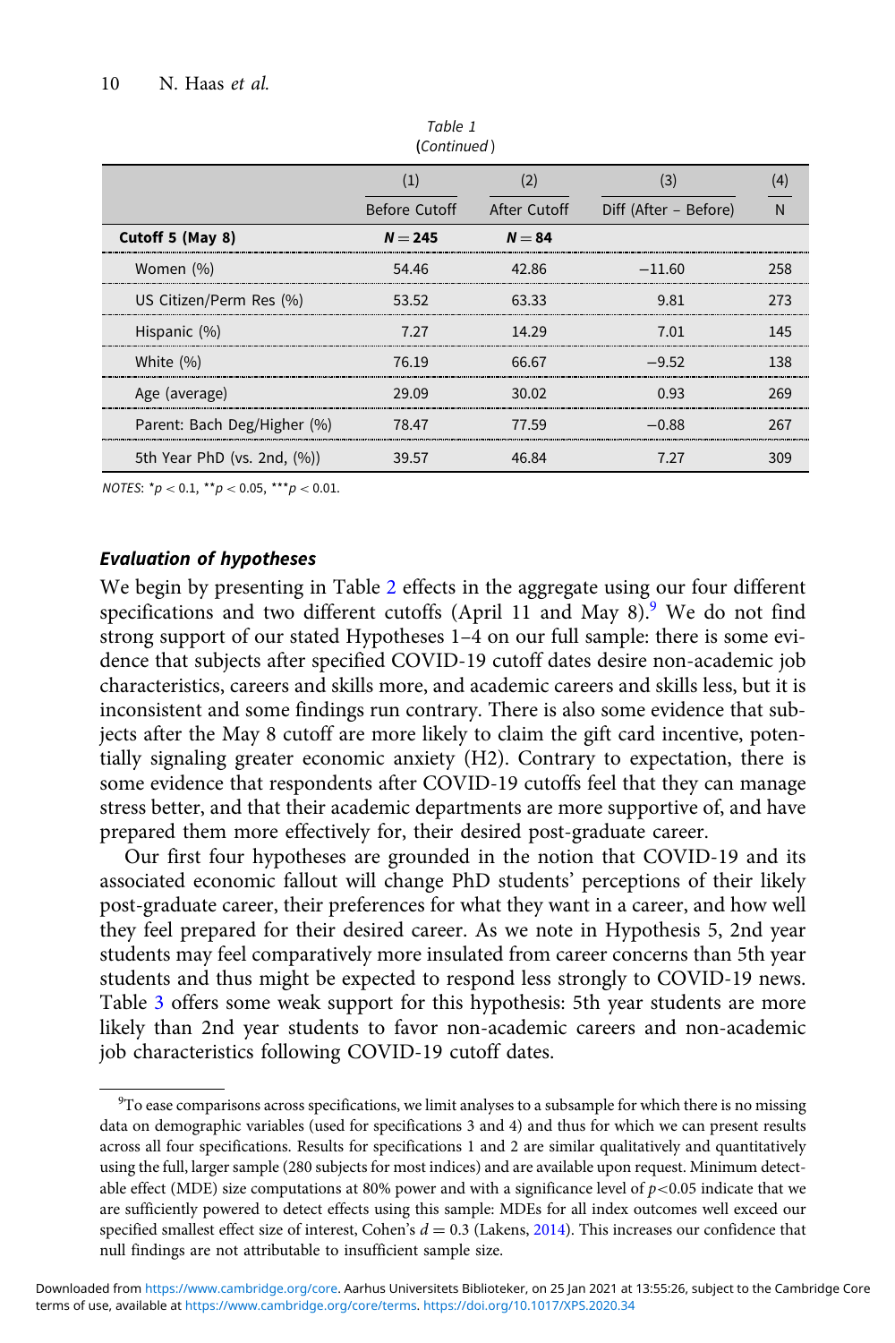Table 1
(Continued)

| | (1) | (2) | (3) | (4) |
|---|---|---|---|---|
| | Before Cutoff | After Cutoff | Diff (After – Before) | N |
| **Cutoff 5 (May 8)** | ***N* = 245** | ***N* = 84** | | |
| Women (%) | 54.46 | 42.86 | −11.60 | 258 |
| US Citizen/Perm Res (%) | 53.52 | 63.33 | 9.81 | 273 |
| Hispanic (%) | 7.27 | 14.29 | 7.01 | 145 |
| White (%) | 76.19 | 66.67 | −9.52 | 138 |
| Age (average) | 29.09 | 30.02 | 0.93 | 269 |
| Parent: Bach Deg/Higher (%) | 78.47 | 77.59 | −0.88 | 267 |
| 5th Year PhD (vs. 2nd, (%)) | 39.57 | 46.84 | 7.27 | 309 |

*NOTES*: $^{*}p < 0.1$, $^{**}p < 0.05$, $^{***}p < 0.01$.

### *Evaluation of hypotheses*

We begin by presenting in Table 2 effects in the aggregate using our four different specifications and two different cutoffs (April 11 and May 8).[9] We do not find strong support of our stated Hypotheses 1–4 on our full sample: there is some evidence that subjects after specified COVID-19 cutoff dates desire non-academic job characteristics, careers and skills more, and academic careers and skills less, but it is inconsistent and some findings run contrary. There is also some evidence that subjects after the May 8 cutoff are more likely to claim the gift card incentive, potentially signaling greater economic anxiety (H2). Contrary to expectation, there is some evidence that respondents after COVID-19 cutoffs feel that they can manage stress better, and that their academic departments are more supportive of, and have prepared them more effectively for, their desired post-graduate career.

Our first four hypotheses are grounded in the notion that COVID-19 and its associated economic fallout will change PhD students' perceptions of their likely post-graduate career, their preferences for what they want in a career, and how well they feel prepared for their desired career. As we note in Hypothesis 5, 2nd year students may feel comparatively more insulated from career concerns than 5th year students and thus might be expected to respond less strongly to COVID-19 news. Table 3 offers some weak support for this hypothesis: 5th year students are more likely than 2nd year students to favor non-academic careers and non-academic job characteristics following COVID-19 cutoff dates.

[9]To ease comparisons across specifications, we limit analyses to a subsample for which there is no missing data on demographic variables (used for specifications 3 and 4) and thus for which we can present results across all four specifications. Results for specifications 1 and 2 are similar qualitatively and quantitatively using the full, larger sample (280 subjects for most indices) and are available upon request. Minimum detectable effect (MDE) size computations at 80% power and with a significance level of $p<0.05$ indicate that we are sufficiently powered to detect effects using this sample: MDEs for all index outcomes well exceed our specified smallest effect size of interest, Cohen's $d = 0.3$ (Lakens, 2014). This increases our confidence that null findings are not attributable to insufficient sample size.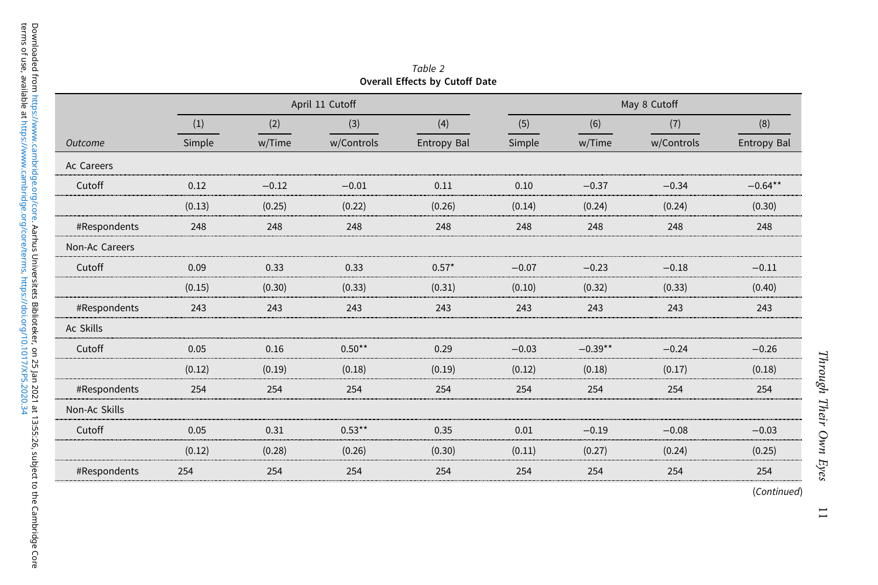*Table 2*

**Overall Effects by Cutoff Date**

| | April 11 Cutoff | | | | May 8 Cutoff | | | |
|---|---|---|---|---|---|---|---|---|
| | (1) | (2) | (3) | (4) | (5) | (6) | (7) | (8) |
| *Outcome* | Simple | w/Time | w/Controls | Entropy Bal | Simple | w/Time | w/Controls | Entropy Bal |
| Ac Careers | | | | | | | | |
| Cutoff | 0.12 | −0.12 | −0.01 | 0.11 | 0.10 | −0.37 | −0.34 | −0.64** |
| | (0.13) | (0.25) | (0.22) | (0.26) | (0.14) | (0.24) | (0.24) | (0.30) |
| #Respondents | 248 | 248 | 248 | 248 | 248 | 248 | 248 | 248 |
| Non-Ac Careers | | | | | | | | |
| Cutoff | 0.09 | 0.33 | 0.33 | 0.57* | −0.07 | −0.23 | −0.18 | −0.11 |
| | (0.15) | (0.30) | (0.33) | (0.31) | (0.10) | (0.32) | (0.33) | (0.40) |
| #Respondents | 243 | 243 | 243 | 243 | 243 | 243 | 243 | 243 |
| Ac Skills | | | | | | | | |
| Cutoff | 0.05 | 0.16 | 0.50** | 0.29 | −0.03 | −0.39** | −0.24 | −0.26 |
| | (0.12) | (0.19) | (0.18) | (0.19) | (0.12) | (0.18) | (0.17) | (0.18) |
| #Respondents | 254 | 254 | 254 | 254 | 254 | 254 | 254 | 254 |
| Non-Ac Skills | | | | | | | | |
| Cutoff | 0.05 | 0.31 | 0.53** | 0.35 | 0.01 | −0.19 | −0.08 | −0.03 |
| | (0.12) | (0.28) | (0.26) | (0.30) | (0.11) | (0.27) | (0.24) | (0.25) |
| #Respondents | 254 | 254 | 254 | 254 | 254 | 254 | 254 | 254 |

(*Continued*)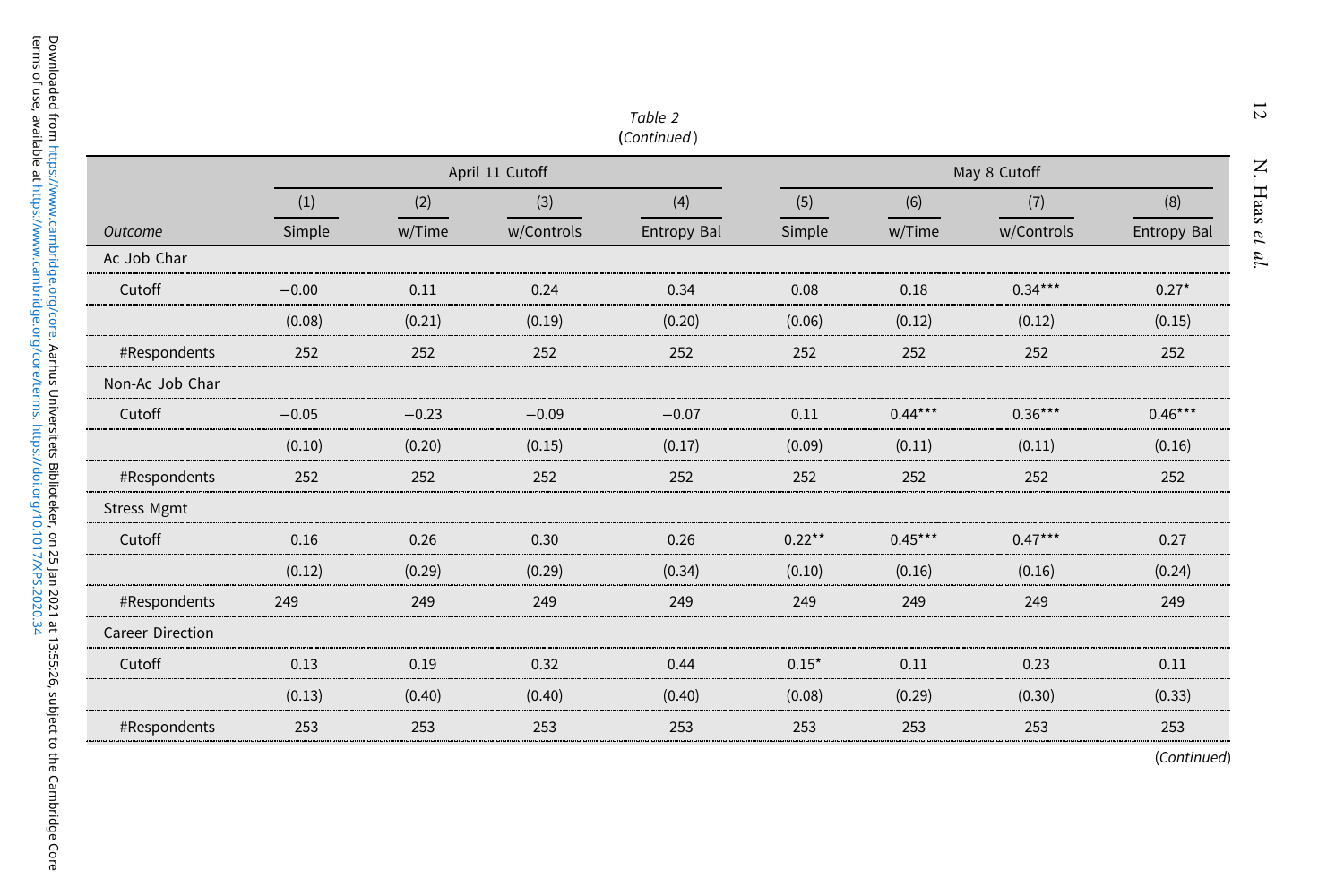Table 2
(*Continued*)

| | April 11 Cutoff | | | | May 8 Cutoff | | | |
|---|---|---|---|---|---|---|---|---|
| | (1) | (2) | (3) | (4) | (5) | (6) | (7) | (8) |
| *Outcome* | Simple | w/Time | w/Controls | Entropy Bal | Simple | w/Time | w/Controls | Entropy Bal |
| Ac Job Char | | | | | | | | |
| Cutoff | −0.00 | 0.11 | 0.24 | 0.34 | 0.08 | 0.18 | 0.34*** | 0.27* |
| | (0.08) | (0.21) | (0.19) | (0.20) | (0.06) | (0.12) | (0.12) | (0.15) |
| #Respondents | 252 | 252 | 252 | 252 | 252 | 252 | 252 | 252 |
| Non-Ac Job Char | | | | | | | | |
| Cutoff | −0.05 | −0.23 | −0.09 | −0.07 | 0.11 | 0.44*** | 0.36*** | 0.46*** |
| | (0.10) | (0.20) | (0.15) | (0.17) | (0.09) | (0.11) | (0.11) | (0.16) |
| #Respondents | 252 | 252 | 252 | 252 | 252 | 252 | 252 | 252 |
| Stress Mgmt | | | | | | | | |
| Cutoff | 0.16 | 0.26 | 0.30 | 0.26 | 0.22** | 0.45*** | 0.47*** | 0.27 |
| | (0.12) | (0.29) | (0.29) | (0.34) | (0.10) | (0.16) | (0.16) | (0.24) |
| #Respondents | 249 | 249 | 249 | 249 | 249 | 249 | 249 | 249 |
| Career Direction | | | | | | | | |
| Cutoff | 0.13 | 0.19 | 0.32 | 0.44 | 0.15* | 0.11 | 0.23 | 0.11 |
| | (0.13) | (0.40) | (0.40) | (0.40) | (0.08) | (0.29) | (0.30) | (0.33) |
| #Respondents | 253 | 253 | 253 | 253 | 253 | 253 | 253 | 253 |

(*Continued*)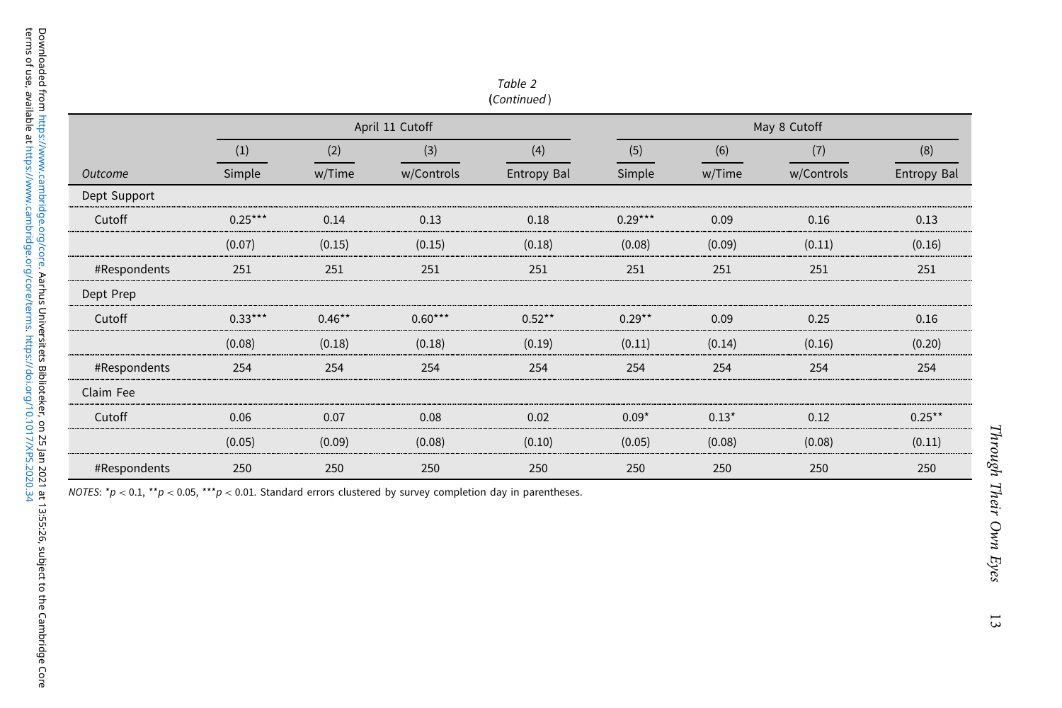Table 2
(*Continued*)

| | April 11 Cutoff | | | | May 8 Cutoff | | | |
|---|---|---|---|---|---|---|---|---|
| | (1) | (2) | (3) | (4) | (5) | (6) | (7) | (8) |
| *Outcome* | Simple | w/Time | w/Controls | Entropy Bal | Simple | w/Time | w/Controls | Entropy Bal |
| Dept Support | | | | | | | | |
| Cutoff | 0.25*** | 0.14 | 0.13 | 0.18 | 0.29*** | 0.09 | 0.16 | 0.13 |
| | (0.07) | (0.15) | (0.15) | (0.18) | (0.08) | (0.09) | (0.11) | (0.16) |
| #Respondents | 251 | 251 | 251 | 251 | 251 | 251 | 251 | 251 |
| Dept Prep | | | | | | | | |
| Cutoff | 0.33*** | 0.46** | 0.60*** | 0.52** | 0.29** | 0.09 | 0.25 | 0.16 |
| | (0.08) | (0.18) | (0.18) | (0.19) | (0.11) | (0.14) | (0.16) | (0.20) |
| #Respondents | 254 | 254 | 254 | 254 | 254 | 254 | 254 | 254 |
| Claim Fee | | | | | | | | |
| Cutoff | 0.06 | 0.07 | 0.08 | 0.02 | 0.09* | 0.13* | 0.12 | 0.25** |
| | (0.05) | (0.09) | (0.08) | (0.10) | (0.05) | (0.08) | (0.08) | (0.11) |
| #Respondents | 250 | 250 | 250 | 250 | 250 | 250 | 250 | 250 |

*NOTES*: *$p < 0.1$, **$p < 0.05$, ***$p < 0.01$. Standard errors clustered by survey completion day in parentheses.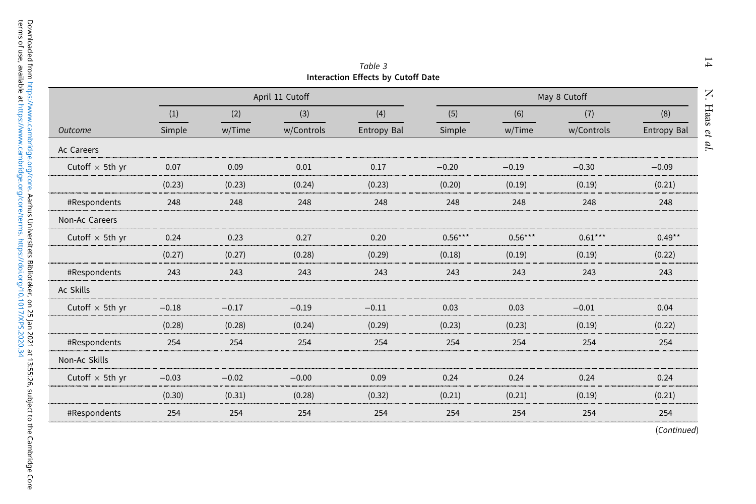*Table 3*
**Interaction Effects by Cutoff Date**

| | April 11 Cutoff | | | | May 8 Cutoff | | | |
|---|---|---|---|---|---|---|---|---|
| | (1) | (2) | (3) | (4) | (5) | (6) | (7) | (8) |
| *Outcome* | Simple | w/Time | w/Controls | Entropy Bal | Simple | w/Time | w/Controls | Entropy Bal |
| Ac Careers | | | | | | | | |
| Cutoff × 5th yr | 0.07 | 0.09 | 0.01 | 0.17 | −0.20 | −0.19 | −0.30 | −0.09 |
| | (0.23) | (0.23) | (0.24) | (0.23) | (0.20) | (0.19) | (0.19) | (0.21) |
| #Respondents | 248 | 248 | 248 | 248 | 248 | 248 | 248 | 248 |
| Non-Ac Careers | | | | | | | | |
| Cutoff × 5th yr | 0.24 | 0.23 | 0.27 | 0.20 | 0.56*** | 0.56*** | 0.61*** | 0.49** |
| | (0.27) | (0.27) | (0.28) | (0.29) | (0.18) | (0.19) | (0.19) | (0.22) |
| #Respondents | 243 | 243 | 243 | 243 | 243 | 243 | 243 | 243 |
| Ac Skills | | | | | | | | |
| Cutoff × 5th yr | −0.18 | −0.17 | −0.19 | −0.11 | 0.03 | 0.03 | −0.01 | 0.04 |
| | (0.28) | (0.28) | (0.24) | (0.29) | (0.23) | (0.23) | (0.19) | (0.22) |
| #Respondents | 254 | 254 | 254 | 254 | 254 | 254 | 254 | 254 |
| Non-Ac Skills | | | | | | | | |
| Cutoff × 5th yr | −0.03 | −0.02 | −0.00 | 0.09 | 0.24 | 0.24 | 0.24 | 0.24 |
| | (0.30) | (0.31) | (0.28) | (0.32) | (0.21) | (0.21) | (0.19) | (0.21) |
| #Respondents | 254 | 254 | 254 | 254 | 254 | 254 | 254 | 254 |

(*Continued*)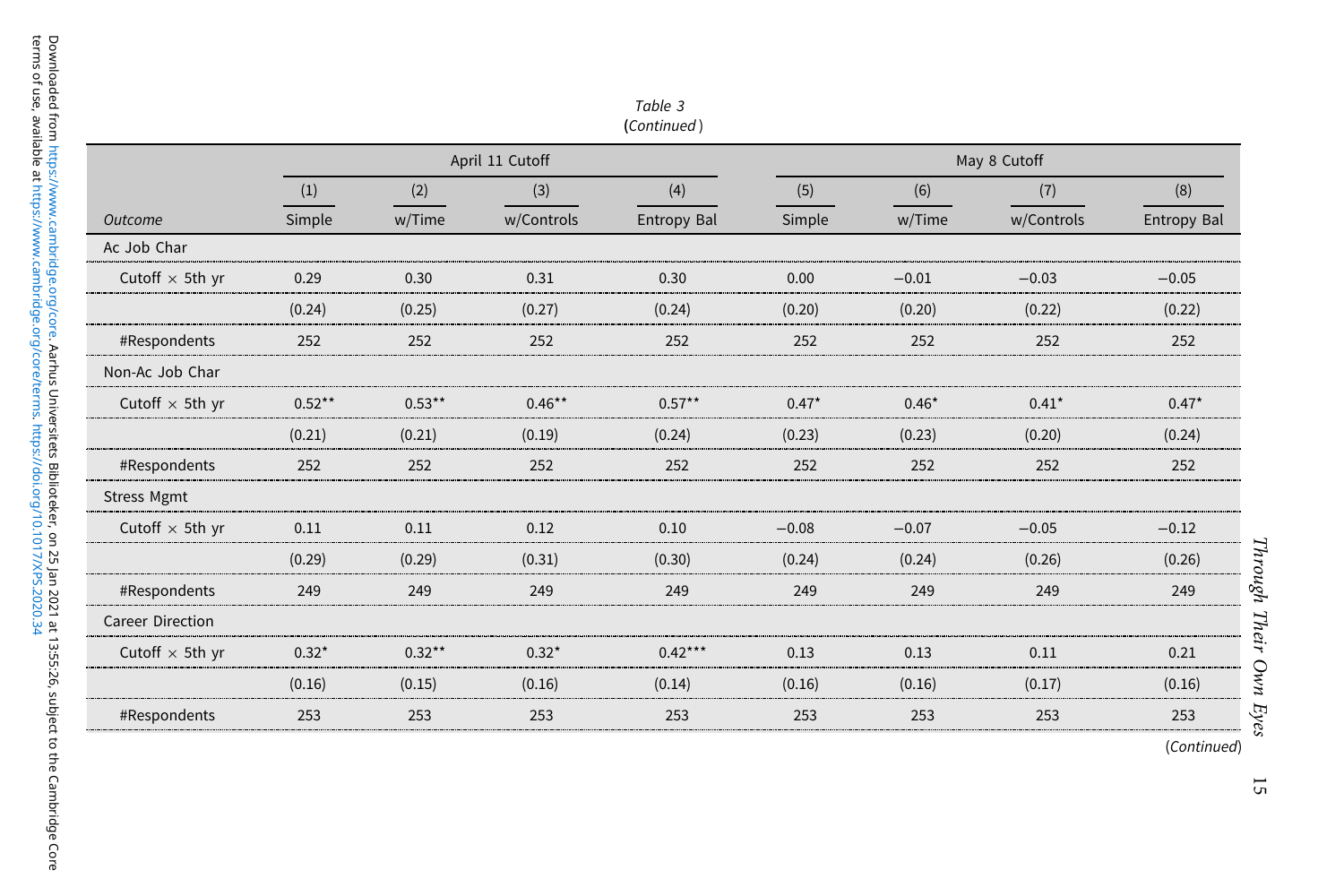*Table 3*
(*Continued*)

| *Outcome* | April 11 Cutoff | | | | May 8 Cutoff | | | |
|---|---|---|---|---|---|---|---|---|
| | (1) | (2) | (3) | (4) | (5) | (6) | (7) | (8) |
| | Simple | w/Time | w/Controls | Entropy Bal | Simple | w/Time | w/Controls | Entropy Bal |
| Ac Job Char | | | | | | | | |
| Cutoff × 5th yr | 0.29 | 0.30 | 0.31 | 0.30 | 0.00 | −0.01 | −0.03 | −0.05 |
| | (0.24) | (0.25) | (0.27) | (0.24) | (0.20) | (0.20) | (0.22) | (0.22) |
| #Respondents | 252 | 252 | 252 | 252 | 252 | 252 | 252 | 252 |
| Non-Ac Job Char | | | | | | | | |
| Cutoff × 5th yr | 0.52** | 0.53** | 0.46** | 0.57** | 0.47* | 0.46* | 0.41* | 0.47* |
| | (0.21) | (0.21) | (0.19) | (0.24) | (0.23) | (0.23) | (0.20) | (0.24) |
| #Respondents | 252 | 252 | 252 | 252 | 252 | 252 | 252 | 252 |
| Stress Mgmt | | | | | | | | |
| Cutoff × 5th yr | 0.11 | 0.11 | 0.12 | 0.10 | −0.08 | −0.07 | −0.05 | −0.12 |
| | (0.29) | (0.29) | (0.31) | (0.30) | (0.24) | (0.24) | (0.26) | (0.26) |
| #Respondents | 249 | 249 | 249 | 249 | 249 | 249 | 249 | 249 |
| Career Direction | | | | | | | | |
| Cutoff × 5th yr | 0.32* | 0.32** | 0.32* | 0.42*** | 0.13 | 0.13 | 0.11 | 0.21 |
| | (0.16) | (0.15) | (0.16) | (0.14) | (0.16) | (0.16) | (0.17) | (0.16) |
| #Respondents | 253 | 253 | 253 | 253 | 253 | 253 | 253 | 253 |

(*Continued*)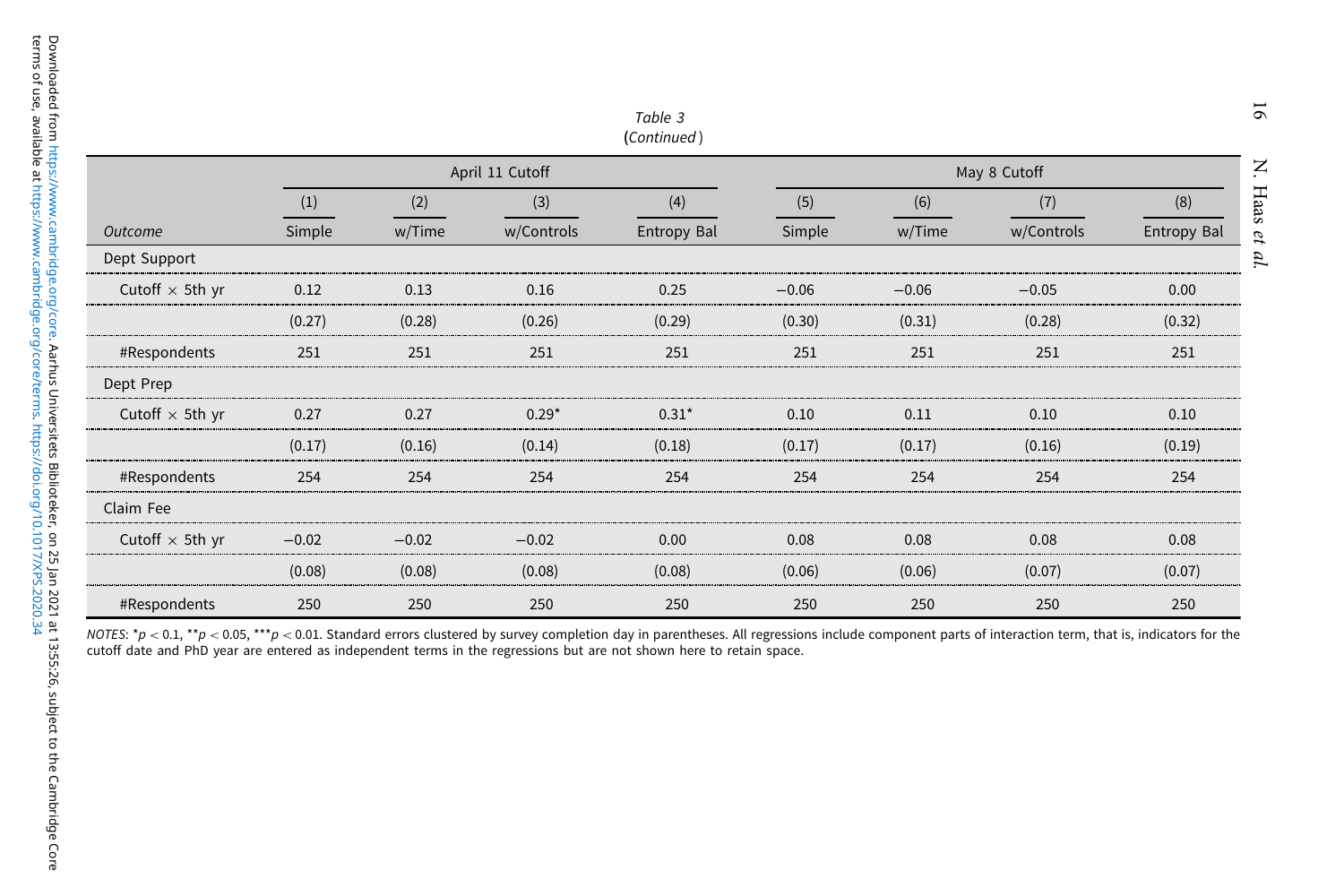*Table 3*
**(***Continued***)**

| Outcome | April 11 Cutoff | | | | May 8 Cutoff | | | |
|---|---|---|---|---|---|---|---|---|
| | (1) | (2) | (3) | (4) | (5) | (6) | (7) | (8) |
| | Simple | w/Time | w/Controls | Entropy Bal | Simple | w/Time | w/Controls | Entropy Bal |
| Dept Support | | | | | | | | |
| Cutoff × 5th yr | 0.12 | 0.13 | 0.16 | 0.25 | −0.06 | −0.06 | −0.05 | 0.00 |
| | (0.27) | (0.28) | (0.26) | (0.29) | (0.30) | (0.31) | (0.28) | (0.32) |
| #Respondents | 251 | 251 | 251 | 251 | 251 | 251 | 251 | 251 |
| Dept Prep | | | | | | | | |
| Cutoff × 5th yr | 0.27 | 0.27 | 0.29* | 0.31* | 0.10 | 0.11 | 0.10 | 0.10 |
| | (0.17) | (0.16) | (0.14) | (0.18) | (0.17) | (0.17) | (0.16) | (0.19) |
| #Respondents | 254 | 254 | 254 | 254 | 254 | 254 | 254 | 254 |
| Claim Fee | | | | | | | | |
| Cutoff × 5th yr | −0.02 | −0.02 | −0.02 | 0.00 | 0.08 | 0.08 | 0.08 | 0.08 |
| | (0.08) | (0.08) | (0.08) | (0.08) | (0.06) | (0.06) | (0.07) | (0.07) |
| #Respondents | 250 | 250 | 250 | 250 | 250 | 250 | 250 | 250 |

*NOTES*: $^{*}p < 0.1$, $^{**}p < 0.05$, $^{***}p < 0.01$. Standard errors clustered by survey completion day in parentheses. All regressions include component parts of interaction term, that is, indicators for the cutoff date and PhD year are entered as independent terms in the regressions but are not shown here to retain space.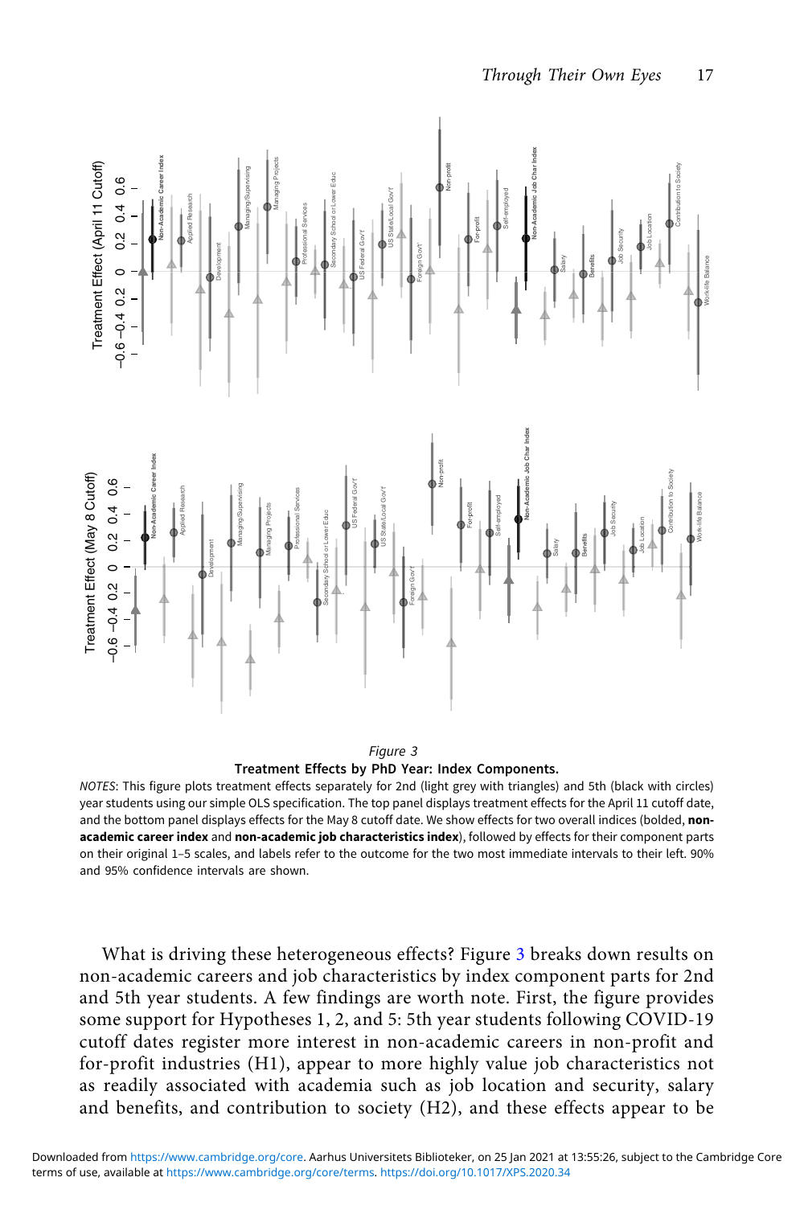Figure 3
**Treatment Effects by PhD Year: Index Components.**

*NOTES*: This figure plots treatment effects separately for 2nd (light grey with triangles) and 5th (black with circles) year students using our simple OLS specification. The top panel displays treatment effects for the April 11 cutoff date, and the bottom panel displays effects for the May 8 cutoff date. We show effects for two overall indices (bolded, **non-academic career index** and **non-academic job characteristics index**), followed by effects for their component parts on their original 1–5 scales, and labels refer to the outcome for the two most immediate intervals to their left. 90% and 95% confidence intervals are shown.

What is driving these heterogeneous effects? Figure 3 breaks down results on non-academic careers and job characteristics by index component parts for 2nd and 5th year students. A few findings are worth note. First, the figure provides some support for Hypotheses 1, 2, and 5: 5th year students following COVID-19 cutoff dates register more interest in non-academic careers in non-profit and for-profit industries (H1), appear to more highly value job characteristics not as readily associated with academia such as job location and security, salary and benefits, and contribution to society (H2), and these effects appear to be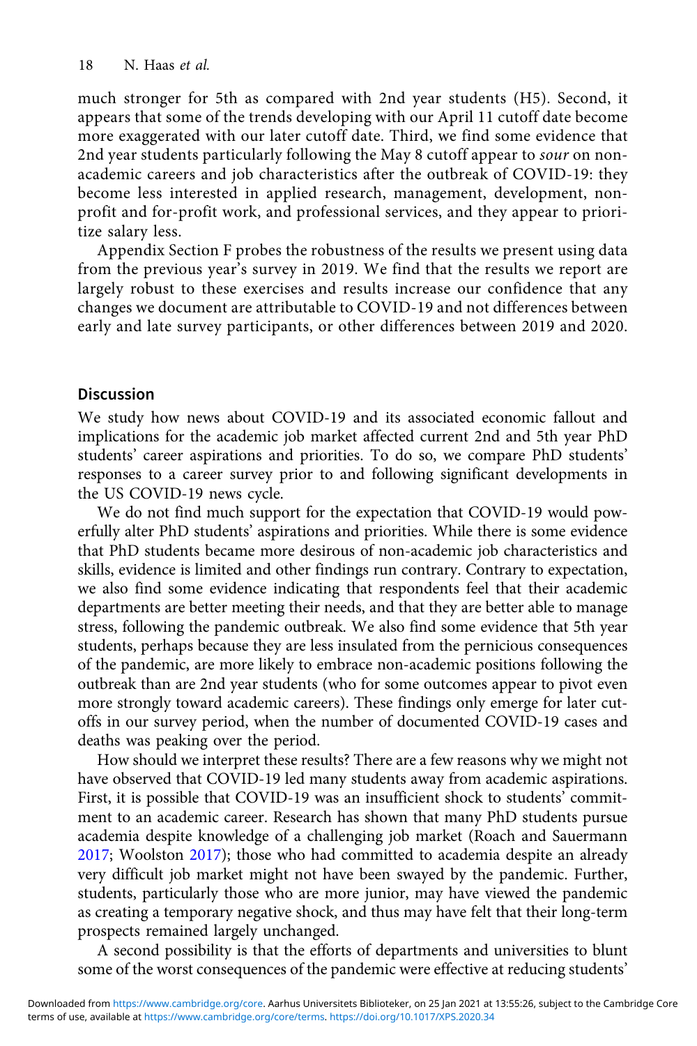much stronger for 5th as compared with 2nd year students (H5). Second, it appears that some of the trends developing with our April 11 cutoff date become more exaggerated with our later cutoff date. Third, we find some evidence that 2nd year students particularly following the May 8 cutoff appear to *sour* on non-academic careers and job characteristics after the outbreak of COVID-19: they become less interested in applied research, management, development, non-profit and for-profit work, and professional services, and they appear to prioritize salary less.

Appendix Section F probes the robustness of the results we present using data from the previous year's survey in 2019. We find that the results we report are largely robust to these exercises and results increase our confidence that any changes we document are attributable to COVID-19 and not differences between early and late survey participants, or other differences between 2019 and 2020.

## Discussion

We study how news about COVID-19 and its associated economic fallout and implications for the academic job market affected current 2nd and 5th year PhD students' career aspirations and priorities. To do so, we compare PhD students' responses to a career survey prior to and following significant developments in the US COVID-19 news cycle.

We do not find much support for the expectation that COVID-19 would powerfully alter PhD students' aspirations and priorities. While there is some evidence that PhD students became more desirous of non-academic job characteristics and skills, evidence is limited and other findings run contrary. Contrary to expectation, we also find some evidence indicating that respondents feel that their academic departments are better meeting their needs, and that they are better able to manage stress, following the pandemic outbreak. We also find some evidence that 5th year students, perhaps because they are less insulated from the pernicious consequences of the pandemic, are more likely to embrace non-academic positions following the outbreak than are 2nd year students (who for some outcomes appear to pivot even more strongly toward academic careers). These findings only emerge for later cutoffs in our survey period, when the number of documented COVID-19 cases and deaths was peaking over the period.

How should we interpret these results? There are a few reasons why we might not have observed that COVID-19 led many students away from academic aspirations. First, it is possible that COVID-19 was an insufficient shock to students' commitment to an academic career. Research has shown that many PhD students pursue academia despite knowledge of a challenging job market (Roach and Sauermann 2017; Woolston 2017); those who had committed to academia despite an already very difficult job market might not have been swayed by the pandemic. Further, students, particularly those who are more junior, may have viewed the pandemic as creating a temporary negative shock, and thus may have felt that their long-term prospects remained largely unchanged.

A second possibility is that the efforts of departments and universities to blunt some of the worst consequences of the pandemic were effective at reducing students'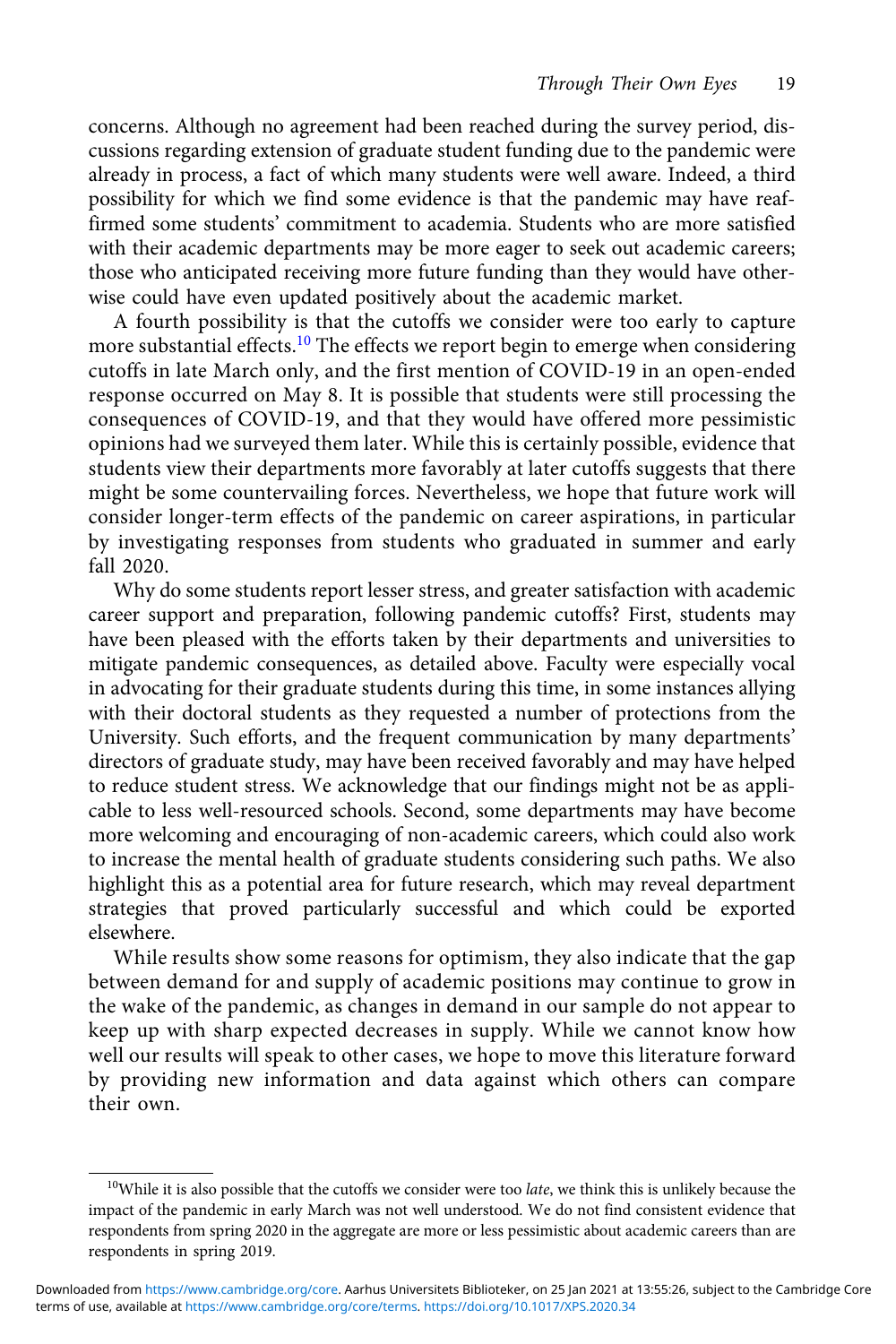concerns. Although no agreement had been reached during the survey period, discussions regarding extension of graduate student funding due to the pandemic were already in process, a fact of which many students were well aware. Indeed, a third possibility for which we find some evidence is that the pandemic may have reaffirmed some students' commitment to academia. Students who are more satisfied with their academic departments may be more eager to seek out academic careers; those who anticipated receiving more future funding than they would have otherwise could have even updated positively about the academic market.

A fourth possibility is that the cutoffs we consider were too early to capture more substantial effects.[10] The effects we report begin to emerge when considering cutoffs in late March only, and the first mention of COVID-19 in an open-ended response occurred on May 8. It is possible that students were still processing the consequences of COVID-19, and that they would have offered more pessimistic opinions had we surveyed them later. While this is certainly possible, evidence that students view their departments more favorably at later cutoffs suggests that there might be some countervailing forces. Nevertheless, we hope that future work will consider longer-term effects of the pandemic on career aspirations, in particular by investigating responses from students who graduated in summer and early fall 2020.

Why do some students report lesser stress, and greater satisfaction with academic career support and preparation, following pandemic cutoffs? First, students may have been pleased with the efforts taken by their departments and universities to mitigate pandemic consequences, as detailed above. Faculty were especially vocal in advocating for their graduate students during this time, in some instances allying with their doctoral students as they requested a number of protections from the University. Such efforts, and the frequent communication by many departments' directors of graduate study, may have been received favorably and may have helped to reduce student stress. We acknowledge that our findings might not be as applicable to less well-resourced schools. Second, some departments may have become more welcoming and encouraging of non-academic careers, which could also work to increase the mental health of graduate students considering such paths. We also highlight this as a potential area for future research, which may reveal department strategies that proved particularly successful and which could be exported elsewhere.

While results show some reasons for optimism, they also indicate that the gap between demand for and supply of academic positions may continue to grow in the wake of the pandemic, as changes in demand in our sample do not appear to keep up with sharp expected decreases in supply. While we cannot know how well our results will speak to other cases, we hope to move this literature forward by providing new information and data against which others can compare their own.

[10] While it is also possible that the cutoffs we consider were too *late*, we think this is unlikely because the impact of the pandemic in early March was not well understood. We do not find consistent evidence that respondents from spring 2020 in the aggregate are more or less pessimistic about academic careers than are respondents in spring 2019.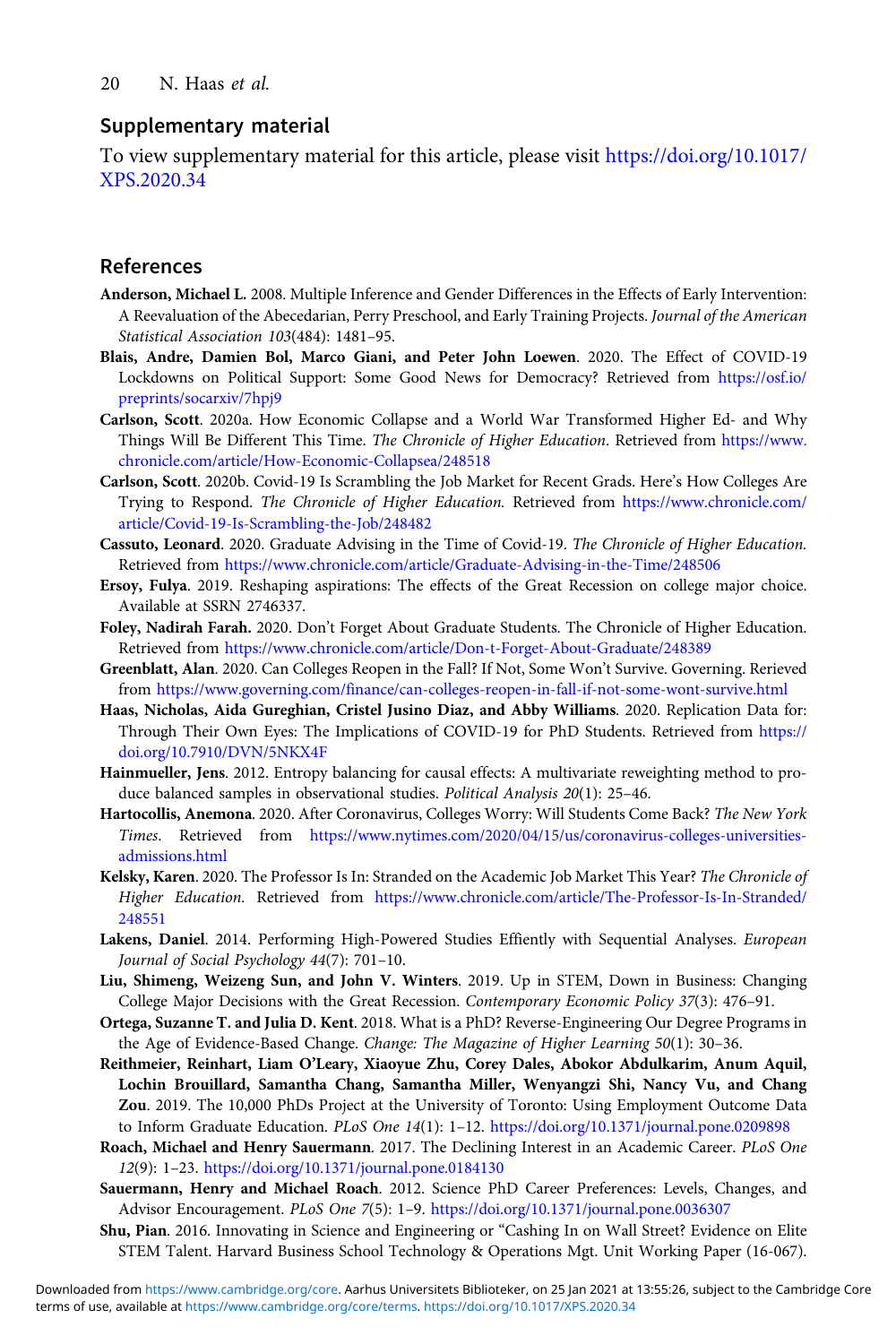## Supplementary material

To view supplementary material for this article, please visit https://doi.org/10.1017/XPS.2020.34

## References

**Anderson, Michael L.** 2008. Multiple Inference and Gender Differences in the Effects of Early Intervention: A Reevaluation of the Abecedarian, Perry Preschool, and Early Training Projects. *Journal of the American Statistical Association 103*(484): 1481–95.

**Blais, Andre, Damien Bol, Marco Giani, and Peter John Loewen**. 2020. The Effect of COVID-19 Lockdowns on Political Support: Some Good News for Democracy? Retrieved from https://osf.io/preprints/socarxiv/7hpj9

**Carlson, Scott**. 2020a. How Economic Collapse and a World War Transformed Higher Ed- and Why Things Will Be Different This Time. *The Chronicle of Higher Education*. Retrieved from https://www.chronicle.com/article/How-Economic-Collapsea/248518

**Carlson, Scott**. 2020b. Covid-19 Is Scrambling the Job Market for Recent Grads. Here's How Colleges Are Trying to Respond. *The Chronicle of Higher Education*. Retrieved from https://www.chronicle.com/article/Covid-19-Is-Scrambling-the-Job/248482

**Cassuto, Leonard**. 2020. Graduate Advising in the Time of Covid-19. *The Chronicle of Higher Education*. Retrieved from https://www.chronicle.com/article/Graduate-Advising-in-the-Time/248506

**Ersoy, Fulya**. 2019. Reshaping aspirations: The effects of the Great Recession on college major choice. Available at SSRN 2746337.

**Foley, Nadirah Farah.** 2020. Don't Forget About Graduate Students. The Chronicle of Higher Education. Retrieved from https://www.chronicle.com/article/Don-t-Forget-About-Graduate/248389

**Greenblatt, Alan**. 2020. Can Colleges Reopen in the Fall? If Not, Some Won't Survive. Governing. Rerieved from https://www.governing.com/finance/can-colleges-reopen-in-fall-if-not-some-wont-survive.html

**Haas, Nicholas, Aida Gureghian, Cristel Jusino Diaz, and Abby Williams**. 2020. Replication Data for: Through Their Own Eyes: The Implications of COVID-19 for PhD Students. Retrieved from https://doi.org/10.7910/DVN/5NKX4F

**Hainmueller, Jens**. 2012. Entropy balancing for causal effects: A multivariate reweighting method to produce balanced samples in observational studies. *Political Analysis 20*(1): 25–46.

**Hartocollis, Anemona**. 2020. After Coronavirus, Colleges Worry: Will Students Come Back? *The New York Times*. Retrieved from https://www.nytimes.com/2020/04/15/us/coronavirus-colleges-universities-admissions.html

**Kelsky, Karen**. 2020. The Professor Is In: Stranded on the Academic Job Market This Year? *The Chronicle of Higher Education.* Retrieved from https://www.chronicle.com/article/The-Professor-Is-In-Stranded/248551

**Lakens, Daniel**. 2014. Performing High-Powered Studies Effiently with Sequential Analyses. *European Journal of Social Psychology 44*(7): 701–10.

**Liu, Shimeng, Weizeng Sun, and John V. Winters**. 2019. Up in STEM, Down in Business: Changing College Major Decisions with the Great Recession. *Contemporary Economic Policy 37*(3): 476–91.

**Ortega, Suzanne T. and Julia D. Kent**. 2018. What is a PhD? Reverse-Engineering Our Degree Programs in the Age of Evidence-Based Change. *Change: The Magazine of Higher Learning 50*(1): 30–36.

**Reithmeier, Reinhart, Liam O'Leary, Xiaoyue Zhu, Corey Dales, Abokor Abdulkarim, Anum Aquil, Lochin Brouillard, Samantha Chang, Samantha Miller, Wenyangzi Shi, Nancy Vu, and Chang Zou**. 2019. The 10,000 PhDs Project at the University of Toronto: Using Employment Outcome Data to Inform Graduate Education. *PLoS One 14*(1): 1–12. https://doi.org/10.1371/journal.pone.0209898

**Roach, Michael and Henry Sauermann**. 2017. The Declining Interest in an Academic Career. *PLoS One 12*(9): 1–23. https://doi.org/10.1371/journal.pone.0184130

**Sauermann, Henry and Michael Roach**. 2012. Science PhD Career Preferences: Levels, Changes, and Advisor Encouragement. *PLoS One 7*(5): 1–9. https://doi.org/10.1371/journal.pone.0036307

**Shu, Pian**. 2016. Innovating in Science and Engineering or "Cashing In on Wall Street? Evidence on Elite STEM Talent. Harvard Business School Technology & Operations Mgt. Unit Working Paper (16-067).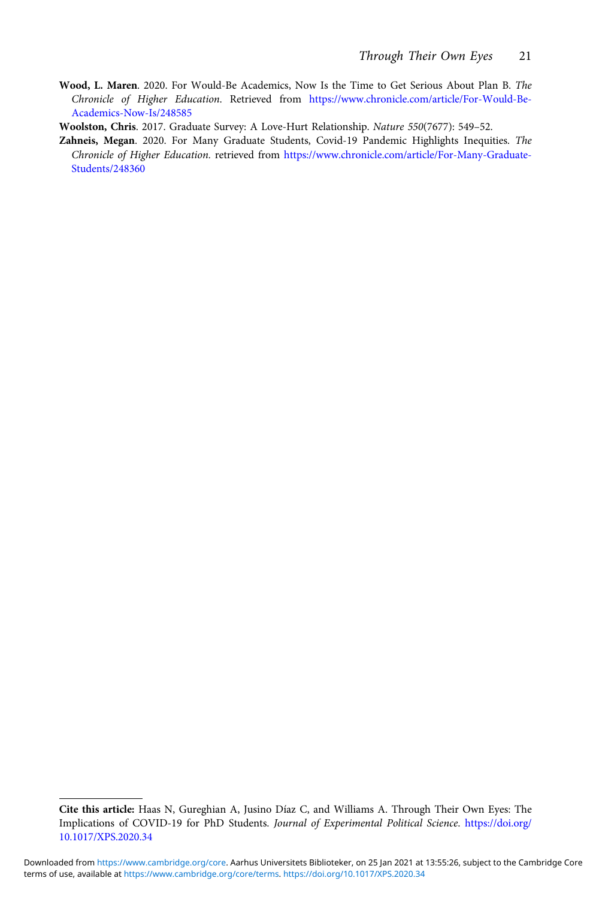**Wood, L. Maren**. 2020. For Would-Be Academics, Now Is the Time to Get Serious About Plan B. *The Chronicle of Higher Education*. Retrieved from https://www.chronicle.com/article/For-Would-Be-Academics-Now-Is/248585

**Woolston, Chris**. 2017. Graduate Survey: A Love-Hurt Relationship. *Nature 550*(7677): 549–52.

**Zahneis, Megan**. 2020. For Many Graduate Students, Covid-19 Pandemic Highlights Inequities. *The Chronicle of Higher Education*. retrieved from https://www.chronicle.com/article/For-Many-Graduate-Students/248360

---

**Cite this article:** Haas N, Gureghian A, Jusino Díaz C, and Williams A. Through Their Own Eyes: The Implications of COVID-19 for PhD Students. *Journal of Experimental Political Science*. https://doi.org/10.1017/XPS.2020.34